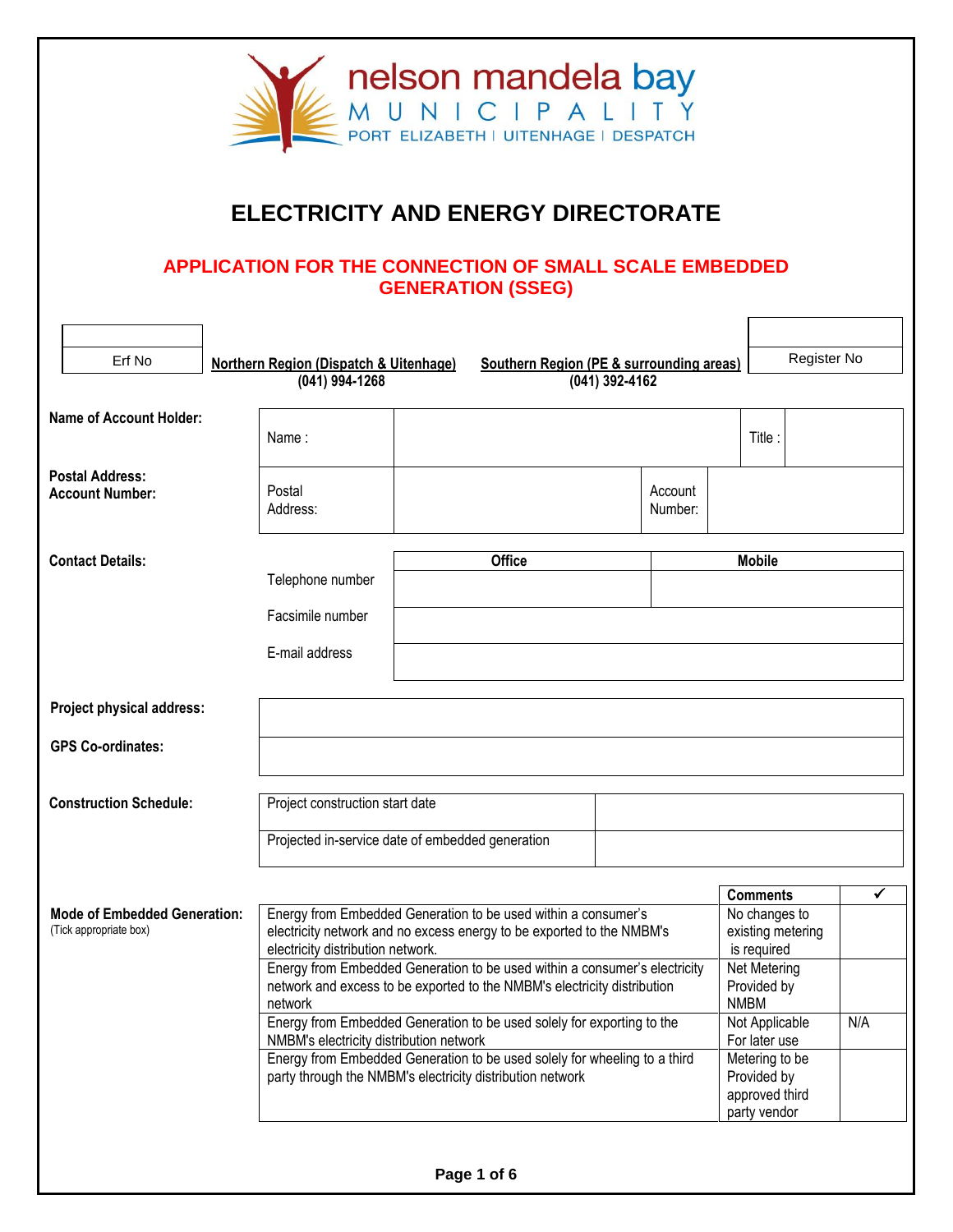nelson mandela bay
MUNICIPALITY
PORT ELIZABETH | UITENHAGE | DESPATCH

# ELECTRICITY AND ENERGY DIRECTORATE

## APPLICATION FOR THE CONNECTION OF SMALL SCALE EMBEDDED GENERATION (SSEG)

| Erf No | Northern Region (Dispatch & Uitenhage) (041) 994-1268 | Southern Region (PE & surrounding areas) (041) 392-4162 | Register No |
|---|---|---|---|
| | | | |

**Name of Account Holder:**

| Name : | | Title : | |
|---|---|---|---|

**Postal Address:**
**Account Number:**

| Postal Address: | | Account Number: | |
|---|---|---|---|

**Contact Details:**

| | Office | Mobile |
|---|---|---|
| Telephone number | | |
| Facsimile number | | |
| E-mail address | | |

**Project physical address:**

**GPS Co-ordinates:**

| Project physical address: | |
|---|---|
| GPS Co-ordinates: | |

**Construction Schedule:**

| Project construction start date | |
|---|---|
| Projected in-service date of embedded generation | |

**Mode of Embedded Generation:** (Tick appropriate box)

| | Comments | ✓ |
|---|---|---|
| Energy from Embedded Generation to be used within a consumer's electricity network and no excess energy to be exported to the NMBM's electricity distribution network. | No changes to existing metering is required | |
| Energy from Embedded Generation to be used within a consumer's electricity network and excess to be exported to the NMBM's electricity distribution network | Net Metering Provided by NMBM | |
| Energy from Embedded Generation to be used solely for exporting to the NMBM's electricity distribution network | Not Applicable For later use | N/A |
| Energy from Embedded Generation to be used solely for wheeling to a third party through the NMBM's electricity distribution network | Metering to be Provided by approved third party vendor | |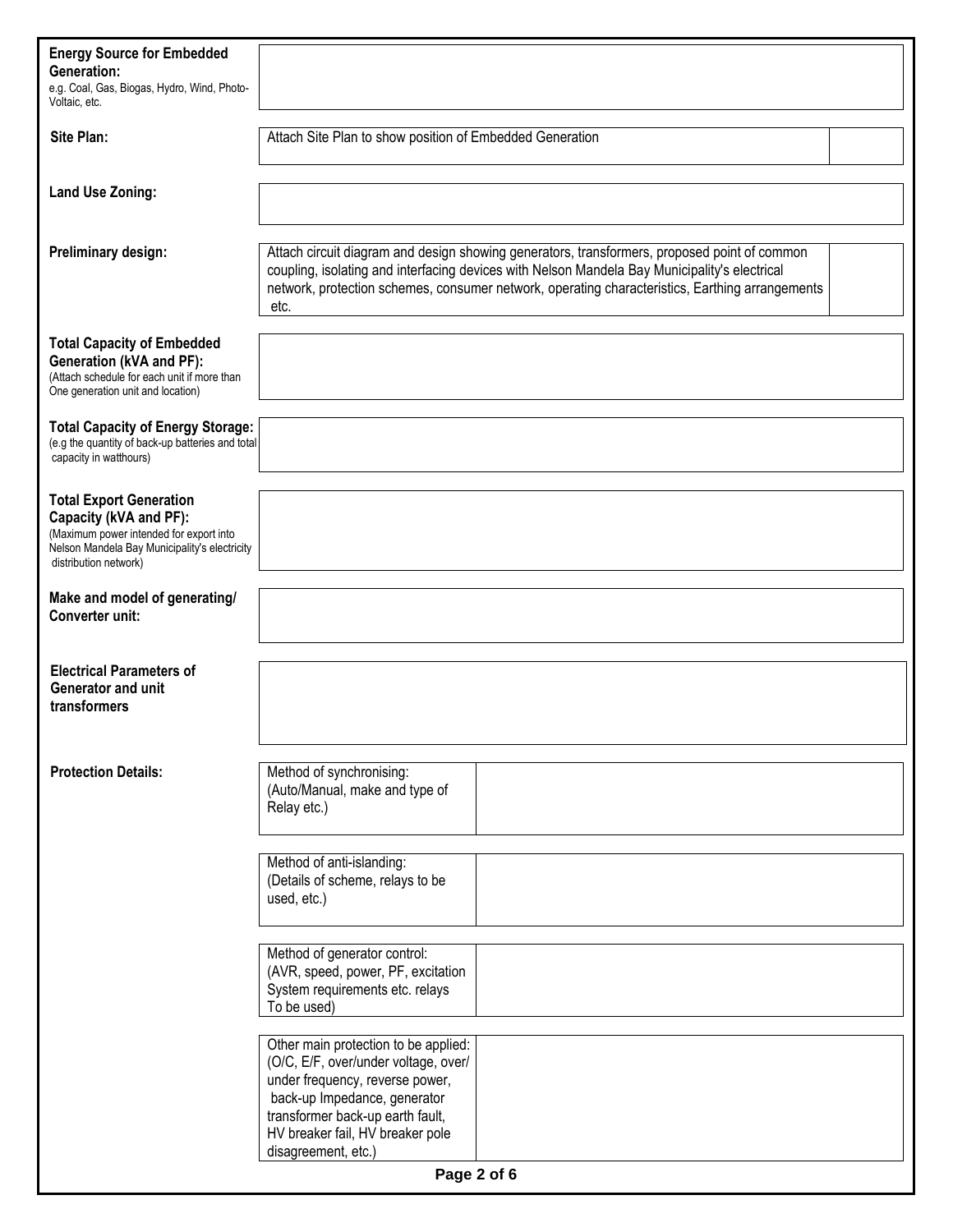| | |
|---|---|
| **Energy Source for Embedded Generation:**<br>e.g. Coal, Gas, Biogas, Hydro, Wind, Photo-Voltaic, etc. | |
| **Site Plan:** | Attach Site Plan to show position of Embedded Generation |
| **Land Use Zoning:** | |
| **Preliminary design:** | Attach circuit diagram and design showing generators, transformers, proposed point of common coupling, isolating and interfacing devices with Nelson Mandela Bay Municipality's electrical network, protection schemes, consumer network, operating characteristics, Earthing arrangements etc. |
| **Total Capacity of Embedded Generation (kVA and PF):**<br>(Attach schedule for each unit if more than One generation unit and location) | |
| **Total Capacity of Energy Storage:**<br>(e.g the quantity of back-up batteries and total capacity in watthours) | |
| **Total Export Generation Capacity (kVA and PF):**<br>(Maximum power intended for export into Nelson Mandela Bay Municipality's electricity distribution network) | |
| **Make and model of generating/ Converter unit:** | |
| **Electrical Parameters of Generator and unit transformers** | |

| **Protection Details:** | | |
|---|---|---|
| | Method of synchronising:<br>(Auto/Manual, make and type of Relay etc.) | |
| | Method of anti-islanding:<br>(Details of scheme, relays to be used, etc.) | |
| | Method of generator control:<br>(AVR, speed, power, PF, excitation System requirements etc. relays To be used) | |
| | Other main protection to be applied:<br>(O/C, E/F, over/under voltage, over/under frequency, reverse power, back-up Impedance, generator transformer back-up earth fault, HV breaker fail, HV breaker pole disagreement, etc.) | |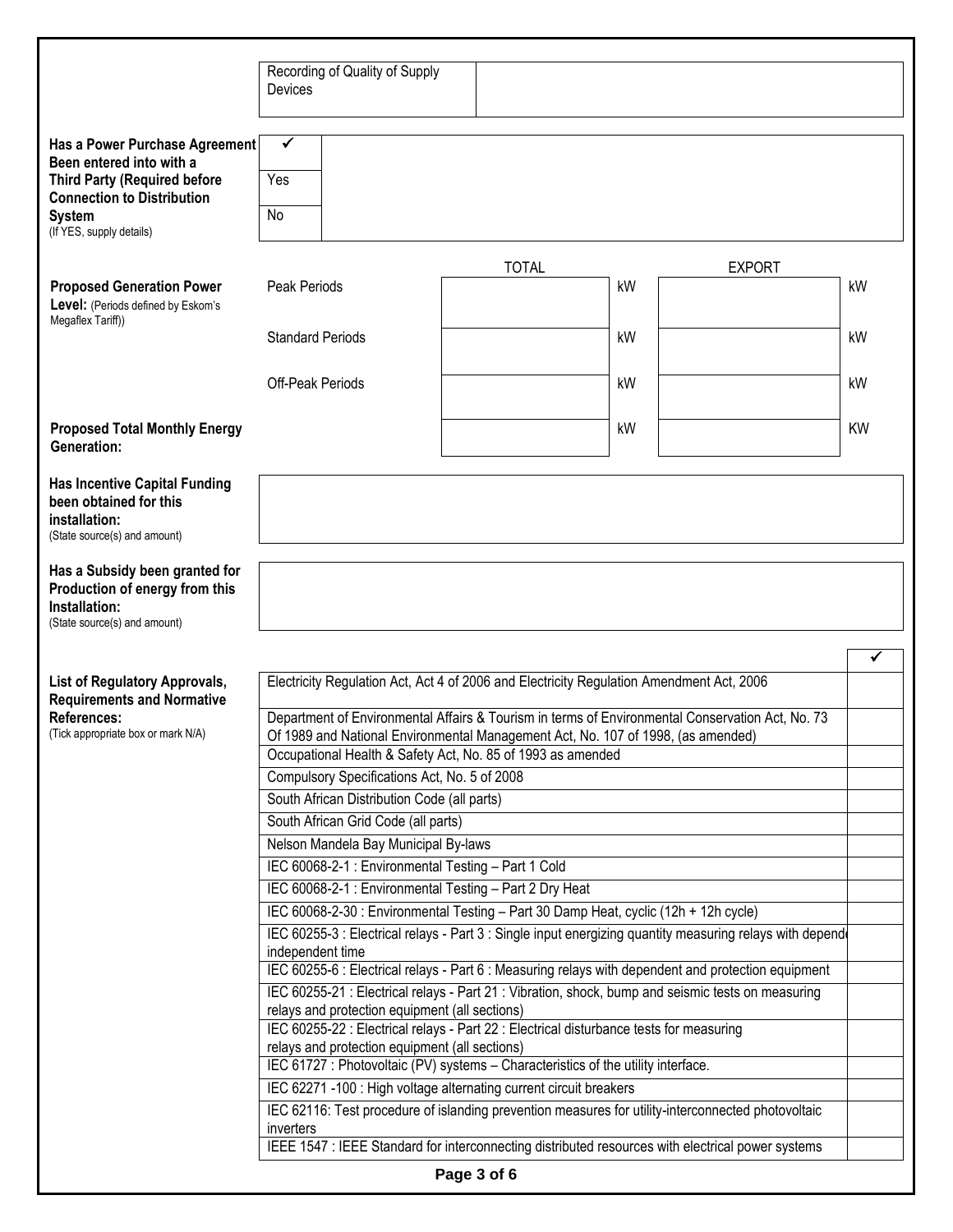| | |
|---|---|
| Recording of Quality of Supply Devices | |

**Has a Power Purchase Agreement Been entered into with a Third Party (Required before Connection to Distribution System**
(If YES, supply details)

| ✓ | |
|---|---|
| Yes | |
| No | |

**Proposed Generation Power Level:** (Periods defined by Eskom's Megaflex Tariff))

| | TOTAL | | EXPORT | |
|---|---|---|---|---|
| Peak Periods | | kW | | kW |
| Standard Periods | | kW | | kW |
| Off-Peak Periods | | kW | | kW |
| **Proposed Total Monthly Energy Generation:** | | kW | | KW |

**Has Incentive Capital Funding been obtained for this installation:**
(State source(s) and amount)

**Has a Subsidy been granted for Production of energy from this Installation:**
(State source(s) and amount)

**List of Regulatory Approvals, Requirements and Normative References:**
(Tick appropriate box or mark N/A)

| | ✓ |
|---|---|
| Electricity Regulation Act, Act 4 of 2006 and Electricity Regulation Amendment Act, 2006 | |
| Department of Environmental Affairs & Tourism in terms of Environmental Conservation Act, No. 73 Of 1989 and National Environmental Management Act, No. 107 of 1998, (as amended) | |
| Occupational Health & Safety Act, No. 85 of 1993 as amended | |
| Compulsory Specifications Act, No. 5 of 2008 | |
| South African Distribution Code (all parts) | |
| South African Grid Code (all parts) | |
| Nelson Mandela Bay Municipal By-laws | |
| IEC 60068-2-1 : Environmental Testing – Part 1 Cold | |
| IEC 60068-2-1 : Environmental Testing – Part 2 Dry Heat | |
| IEC 60068-2-30 : Environmental Testing – Part 30 Damp Heat, cyclic (12h + 12h cycle) | |
| IEC 60255-3 : Electrical relays - Part 3 : Single input energizing quantity measuring relays with depend independent time | |
| IEC 60255-6 : Electrical relays - Part 6 : Measuring relays with dependent and protection equipment | |
| IEC 60255-21 : Electrical relays - Part 21 : Vibration, shock, bump and seismic tests on measuring relays and protection equipment (all sections) | |
| IEC 60255-22 : Electrical relays - Part 22 : Electrical disturbance tests for measuring relays and protection equipment (all sections) | |
| IEC 61727 : Photovoltaic (PV) systems – Characteristics of the utility interface. | |
| IEC 62271 -100 : High voltage alternating current circuit breakers | |
| IEC 62116: Test procedure of islanding prevention measures for utility-interconnected photovoltaic inverters | |
| IEEE 1547 : IEEE Standard for interconnecting distributed resources with electrical power systems | |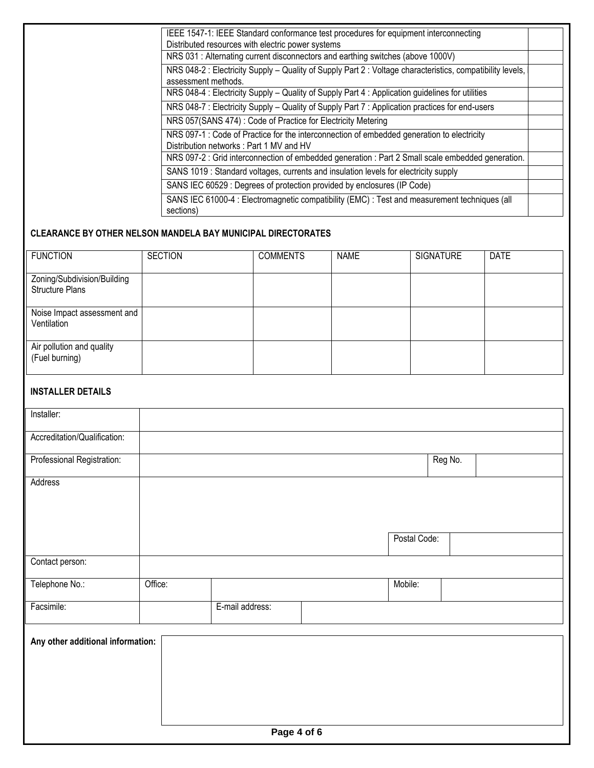| | |
|---|---|
| IEEE 1547-1: IEEE Standard conformance test procedures for equipment interconnecting Distributed resources with electric power systems | |
| NRS 031 : Alternating current disconnectors and earthing switches (above 1000V) | |
| NRS 048-2 : Electricity Supply – Quality of Supply Part 2 : Voltage characteristics, compatibility levels, assessment methods. | |
| NRS 048-4 : Electricity Supply – Quality of Supply Part 4 : Application guidelines for utilities | |
| NRS 048-7 : Electricity Supply – Quality of Supply Part 7 : Application practices for end-users | |
| NRS 057(SANS 474) : Code of Practice for Electricity Metering | |
| NRS 097-1 : Code of Practice for the interconnection of embedded generation to electricity Distribution networks : Part 1 MV and HV | |
| NRS 097-2 : Grid interconnection of embedded generation : Part 2 Small scale embedded generation. | |
| SANS 1019 : Standard voltages, currents and insulation levels for electricity supply | |
| SANS IEC 60529 : Degrees of protection provided by enclosures (IP Code) | |
| SANS IEC 61000-4 : Electromagnetic compatibility (EMC) : Test and measurement techniques (all sections) | |

**CLEARANCE BY OTHER NELSON MANDELA BAY MUNICIPAL DIRECTORATES**

| FUNCTION | SECTION | COMMENTS | NAME | SIGNATURE | DATE |
|---|---|---|---|---|---|
| Zoning/Subdivision/Building Structure Plans | | | | | |
| Noise Impact assessment and Ventilation | | | | | |
| Air pollution and quality (Fuel burning) | | | | | |

**INSTALLER DETAILS**

| | | | | | |
|---|---|---|---|---|---|
| Installer: | | | | | |
| Accreditation/Qualification: | | | | | |
| Professional Registration: | | | | Reg No. | |
| Address | | | | | |
| | | | | Postal Code: | |
| Contact person: | | | | | |
| Telephone No.: | Office: | | | Mobile: | |
| Facsimile: | | E-mail address: | | | |

**Any other additional information:**

| |
|---|
| |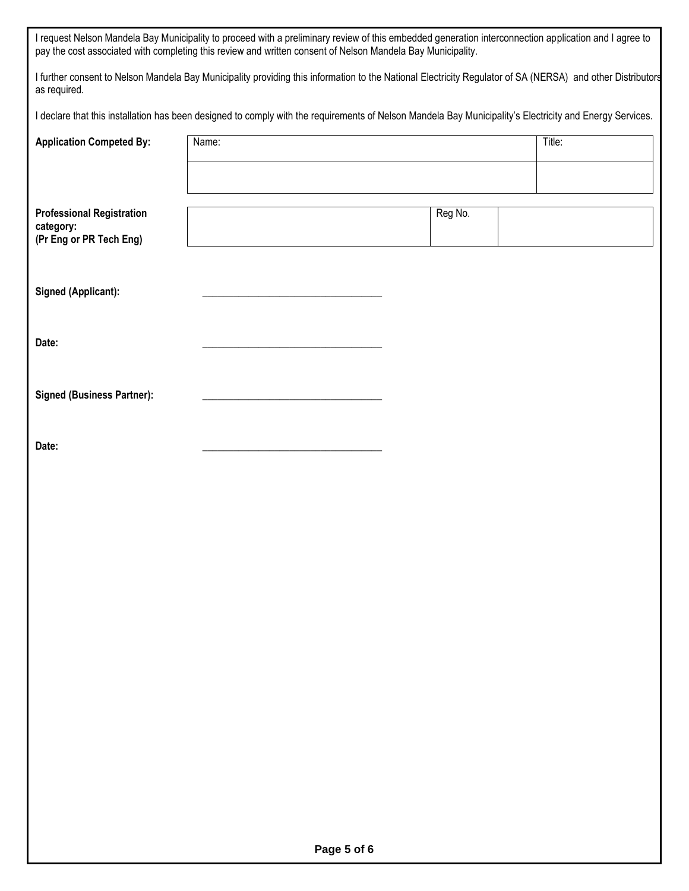I request Nelson Mandela Bay Municipality to proceed with a preliminary review of this embedded generation interconnection application and I agree to pay the cost associated with completing this review and written consent of Nelson Mandela Bay Municipality.

I further consent to Nelson Mandela Bay Municipality providing this information to the National Electricity Regulator of SA (NERSA) and other Distributors as required.

I declare that this installation has been designed to comply with the requirements of Nelson Mandela Bay Municipality's Electricity and Energy Services.

| **Application Competed By:** | Name: | Title: |
|---|---|---|
| | | |

| **Professional Registration category: (Pr Eng or PR Tech Eng)** | | Reg No. | |
|---|---|---|---|

**Signed (Applicant):** ___________________________________

**Date:** ___________________________________

**Signed (Business Partner):** ___________________________________

**Date:** ___________________________________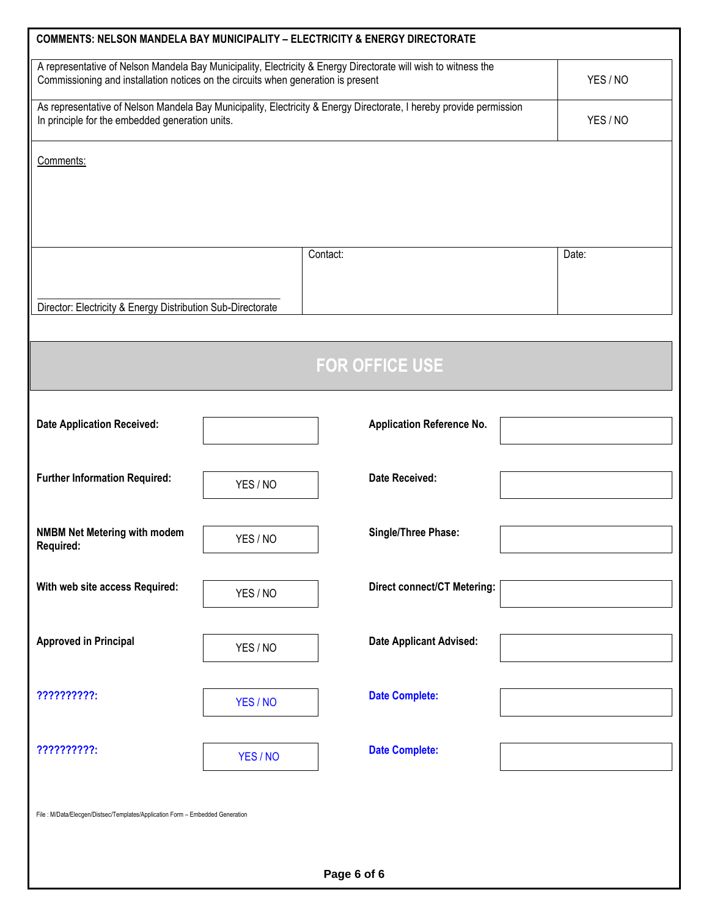**COMMENTS: NELSON MANDELA BAY MUNICIPALITY – ELECTRICITY & ENERGY DIRECTORATE**

| | |
|---|---|
| A representative of Nelson Mandela Bay Municipality, Electricity & Energy Directorate will wish to witness the Commissioning and installation notices on the circuits when generation is present | YES / NO |
| As representative of Nelson Mandela Bay Municipality, Electricity & Energy Directorate, I hereby provide permission In principle for the embedded generation units. | YES / NO |

Comments:

| | | |
|---|---|---|
| Director: Electricity & Energy Distribution Sub-Directorate | Contact: | Date: |

## FOR OFFICE USE

| | | | |
|---|---|---|---|
| **Date Application Received:** | | **Application Reference No.** | |
| **Further Information Required:** | YES / NO | **Date Received:** | |
| **NMBM Net Metering with modem Required:** | YES / NO | **Single/Three Phase:** | |
| **With web site access Required:** | YES / NO | **Direct connect/CT Metering:** | |
| **Approved in Principal** | YES / NO | **Date Applicant Advised:** | |
| **??????????:** | YES / NO | **Date Complete:** | |
| **??????????:** | YES / NO | **Date Complete:** | |

File : M/Data/Elecgen/Distsec/Templates/Application Form – Embedded Generation